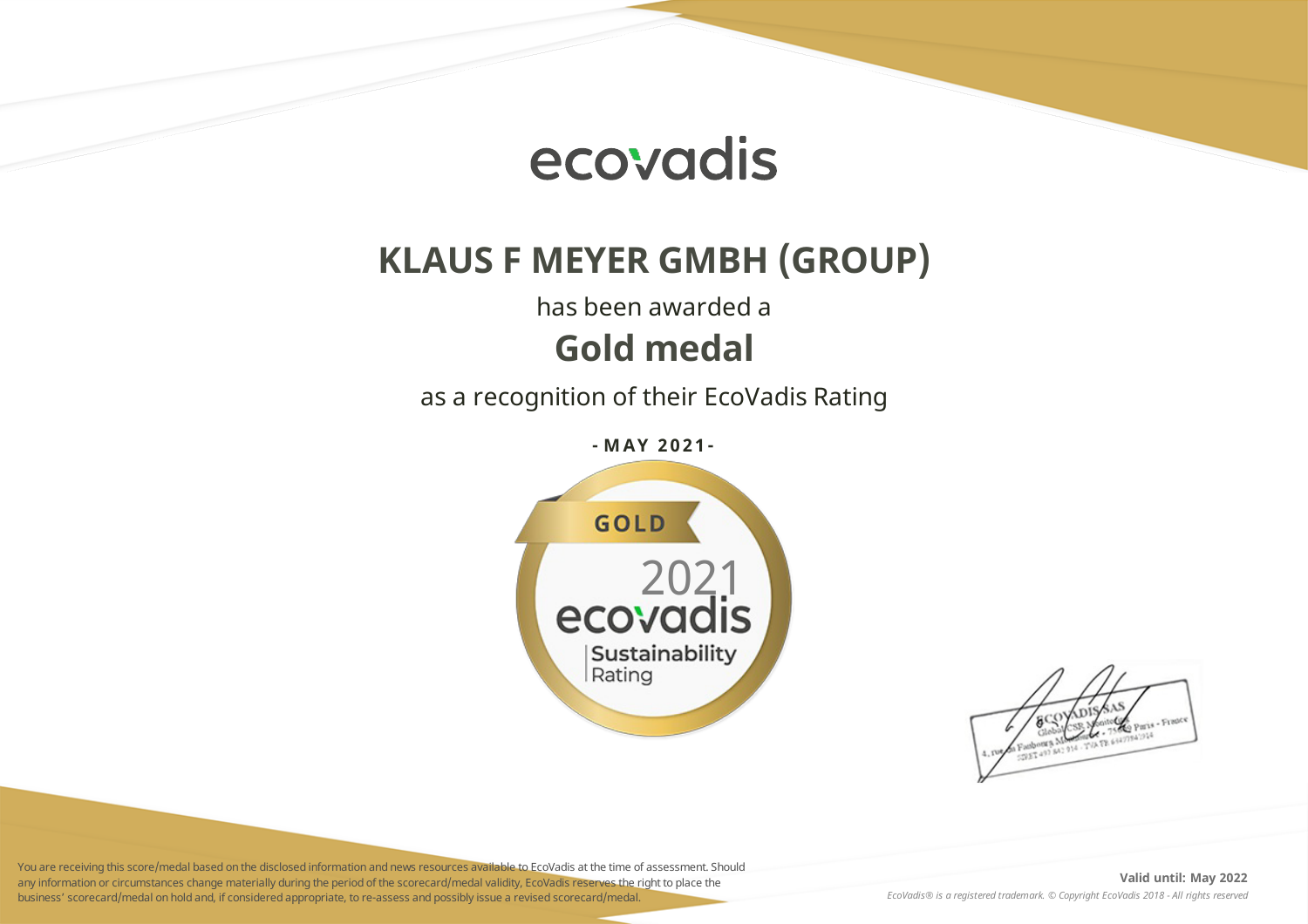ecovadis

# KLAUS F MEYER GMBH (GROUP)

has been awarded a

## Gold medal

as a recognition of their EcoVadis Rating

**- MAY 2021 -**

GOLD

2021

ecovadis

Sustainability Rating

ECOVADIS SAS
Global CSR Monitoring
4, rue du Faubourg Montmartre - 75009 Paris - France
SIRET 497 842 914 - TVA FR 64497842914

You are receiving this score/medal based on the disclosed information and news resources available to EcoVadis at the time of assessment. Should any information or circumstances change materially during the period of the scorecard/medal validity, EcoVadis reserves the right to place the business' scorecard/medal on hold and, if considered appropriate, to re-assess and possibly issue a revised scorecard/medal.

**Valid until: May 2022**

*EcoVadis® is a registered trademark. © Copyright EcoVadis 2018 - All rights reserved*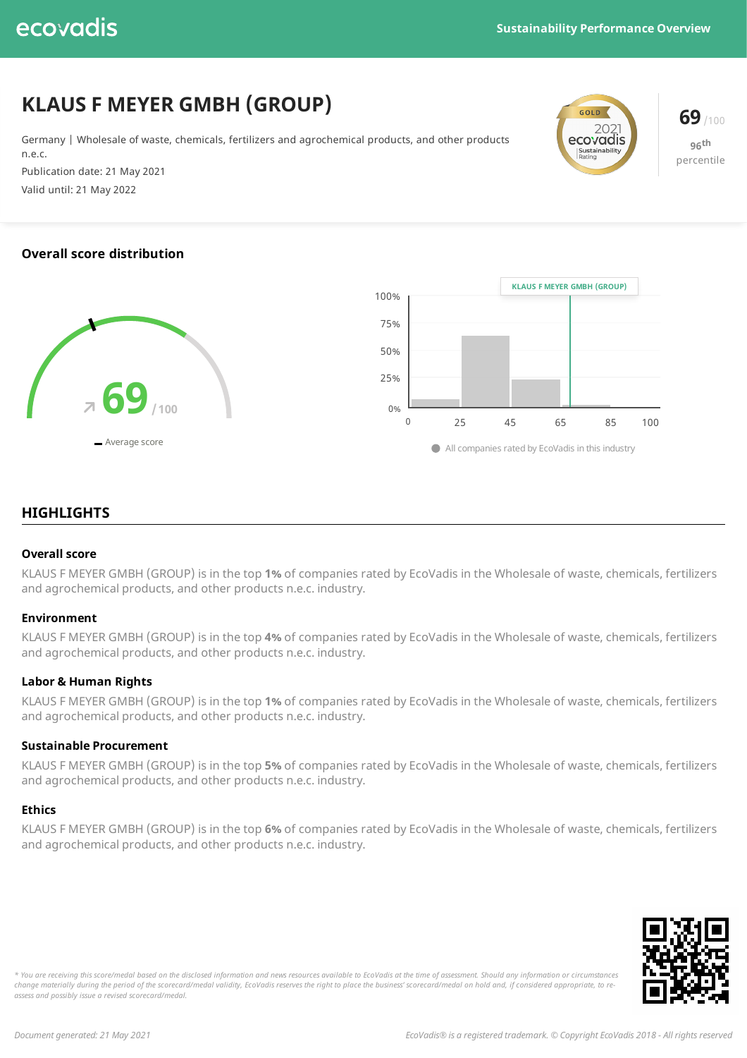ecovadis

Sustainability Performance Overview

# KLAUS F MEYER GMBH (GROUP)

Germany | Wholesale of waste, chemicals, fertilizers and agrochemical products, and other products n.e.c.

Publication date: 21 May 2021

Valid until: 21 May 2022

GOLD 2021 ecovadis Sustainability Rating

69 /100

96th percentile

## Overall score distribution

69 /100

Average score

KLAUS F MEYER GMBH (GROUP)

100%
75%
50%
25%
0%

0 25 45 65 85 100

All companies rated by EcoVadis in this industry

## HIGHLIGHTS

### Overall score

KLAUS F MEYER GMBH (GROUP) is in the top **1%** of companies rated by EcoVadis in the Wholesale of waste, chemicals, fertilizers and agrochemical products, and other products n.e.c. industry.

### Environment

KLAUS F MEYER GMBH (GROUP) is in the top **4%** of companies rated by EcoVadis in the Wholesale of waste, chemicals, fertilizers and agrochemical products, and other products n.e.c. industry.

### Labor & Human Rights

KLAUS F MEYER GMBH (GROUP) is in the top **1%** of companies rated by EcoVadis in the Wholesale of waste, chemicals, fertilizers and agrochemical products, and other products n.e.c. industry.

### Sustainable Procurement

KLAUS F MEYER GMBH (GROUP) is in the top **5%** of companies rated by EcoVadis in the Wholesale of waste, chemicals, fertilizers and agrochemical products, and other products n.e.c. industry.

### Ethics

KLAUS F MEYER GMBH (GROUP) is in the top **6%** of companies rated by EcoVadis in the Wholesale of waste, chemicals, fertilizers and agrochemical products, and other products n.e.c. industry.

*\* You are receiving this score/medal based on the disclosed information and news resources available to EcoVadis at the time of assessment. Should any information or circumstances change materially during the period of the scorecard/medal validity, EcoVadis reserves the right to place the business' scorecard/medal on hold and, if considered appropriate, to re-assess and possibly issue a revised scorecard/medal.*

*Document generated: 21 May 2021*

*EcoVadis® is a registered trademark. © Copyright EcoVadis 2018 - All rights reserved*